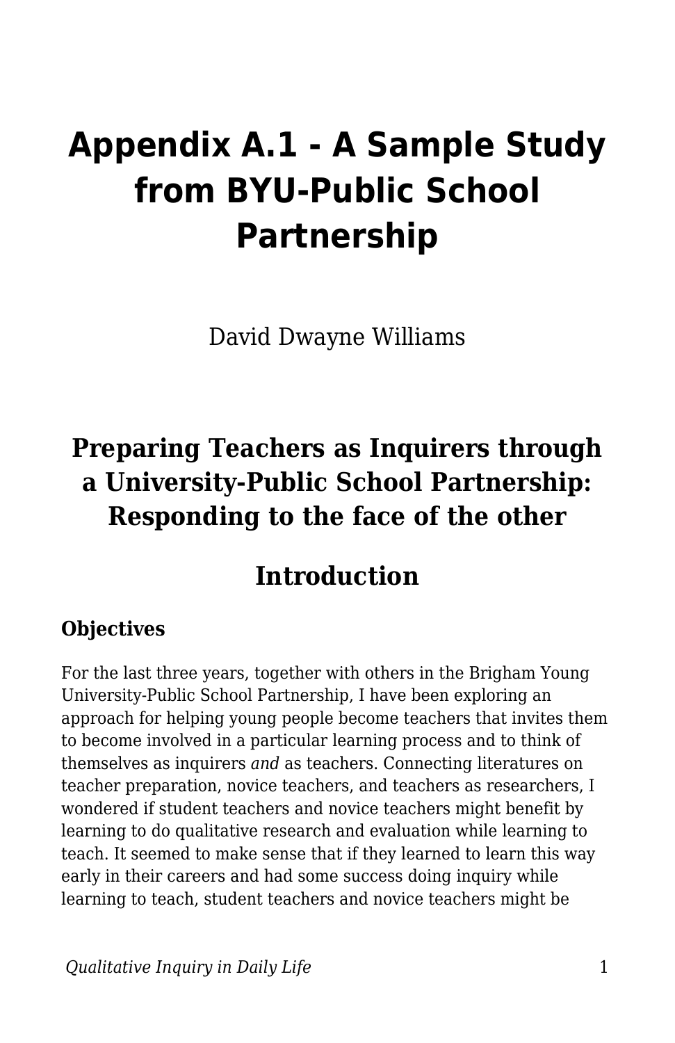# Appendix A.1 - A Sample Study from BYU-Public School Partnership

David Dwayne Williams

## Preparing Teachers as Inquirers through a University-Public School Partnership: Responding to the face of the other

## Introduction

### Objectives

For the last three years, together with others in the Brigham Young University-Public School Partnership, I have been exploring an approach for helping young people become teachers that invites them to become involved in a particular learning process and to think of themselves as inquirers *and* as teachers. Connecting literatures on teacher preparation, novice teachers, and teachers as researchers, I wondered if student teachers and novice teachers might benefit by learning to do qualitative research and evaluation while learning to teach. It seemed to make sense that if they learned to learn this way early in their careers and had some success doing inquiry while learning to teach, student teachers and novice teachers might be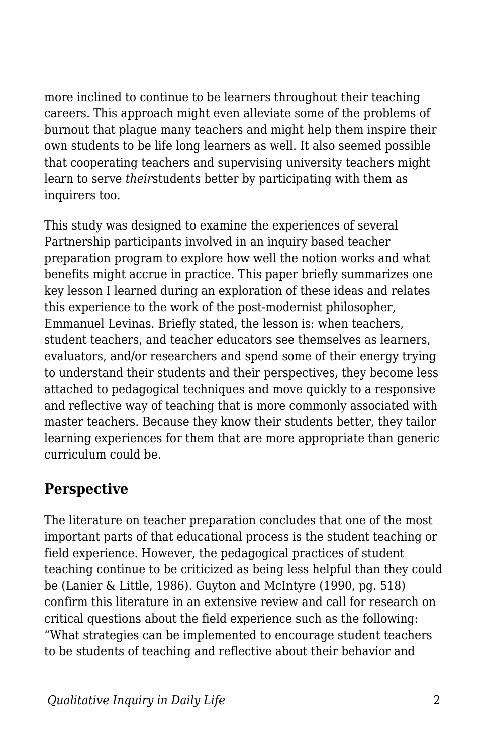more inclined to continue to be learners throughout their teaching careers. This approach might even alleviate some of the problems of burnout that plague many teachers and might help them inspire their own students to be life long learners as well. It also seemed possible that cooperating teachers and supervising university teachers might learn to serve *their*students better by participating with them as inquirers too.

This study was designed to examine the experiences of several Partnership participants involved in an inquiry based teacher preparation program to explore how well the notion works and what benefits might accrue in practice. This paper briefly summarizes one key lesson I learned during an exploration of these ideas and relates this experience to the work of the post-modernist philosopher, Emmanuel Levinas. Briefly stated, the lesson is: when teachers, student teachers, and teacher educators see themselves as learners, evaluators, and/or researchers and spend some of their energy trying to understand their students and their perspectives, they become less attached to pedagogical techniques and move quickly to a responsive and reflective way of teaching that is more commonly associated with master teachers. Because they know their students better, they tailor learning experiences for them that are more appropriate than generic curriculum could be.

## Perspective

The literature on teacher preparation concludes that one of the most important parts of that educational process is the student teaching or field experience. However, the pedagogical practices of student teaching continue to be criticized as being less helpful than they could be (Lanier & Little, 1986). Guyton and McIntyre (1990, pg. 518) confirm this literature in an extensive review and call for research on critical questions about the field experience such as the following: "What strategies can be implemented to encourage student teachers to be students of teaching and reflective about their behavior and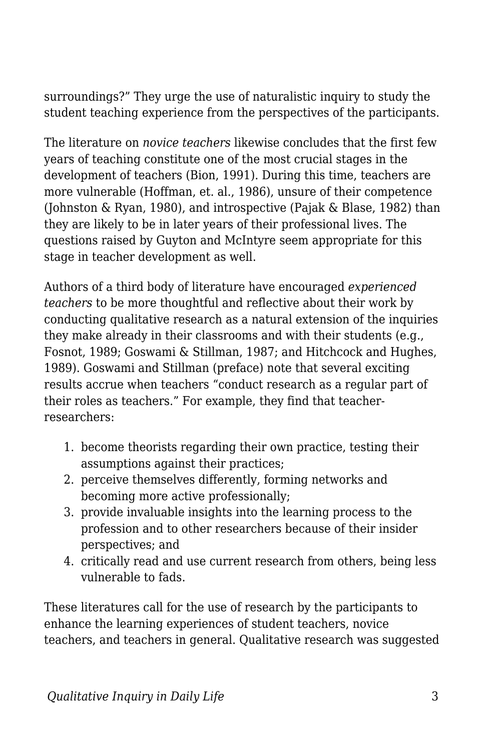surroundings?" They urge the use of naturalistic inquiry to study the student teaching experience from the perspectives of the participants.

The literature on *novice teachers* likewise concludes that the first few years of teaching constitute one of the most crucial stages in the development of teachers (Bion, 1991). During this time, teachers are more vulnerable (Hoffman, et. al., 1986), unsure of their competence (Johnston & Ryan, 1980), and introspective (Pajak & Blase, 1982) than they are likely to be in later years of their professional lives. The questions raised by Guyton and McIntyre seem appropriate for this stage in teacher development as well.

Authors of a third body of literature have encouraged *experienced teachers* to be more thoughtful and reflective about their work by conducting qualitative research as a natural extension of the inquiries they make already in their classrooms and with their students (e.g., Fosnot, 1989; Goswami & Stillman, 1987; and Hitchcock and Hughes, 1989). Goswami and Stillman (preface) note that several exciting results accrue when teachers "conduct research as a regular part of their roles as teachers." For example, they find that teacher-researchers:

1. become theorists regarding their own practice, testing their assumptions against their practices;
2. perceive themselves differently, forming networks and becoming more active professionally;
3. provide invaluable insights into the learning process to the profession and to other researchers because of their insider perspectives; and
4. critically read and use current research from others, being less vulnerable to fads.

These literatures call for the use of research by the participants to enhance the learning experiences of student teachers, novice teachers, and teachers in general. Qualitative research was suggested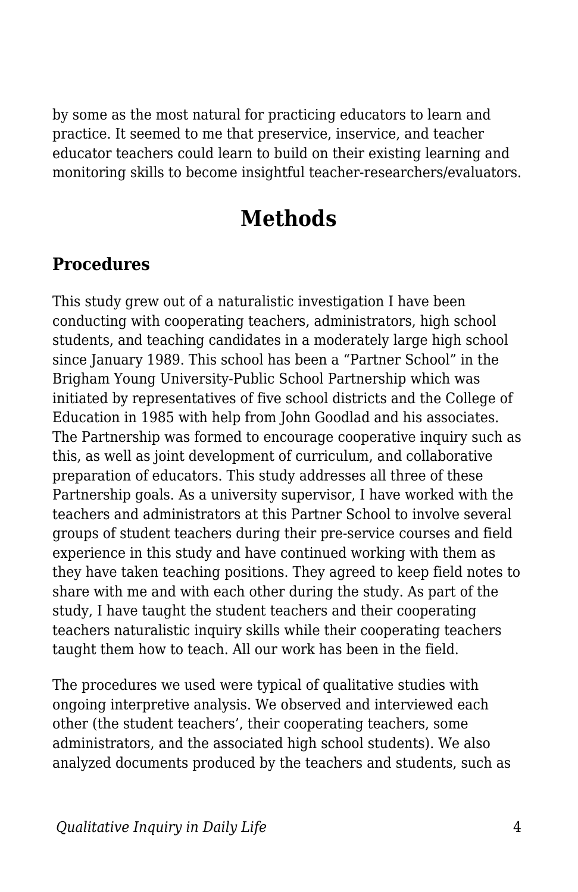by some as the most natural for practicing educators to learn and practice. It seemed to me that preservice, inservice, and teacher educator teachers could learn to build on their existing learning and monitoring skills to become insightful teacher-researchers/evaluators.

# Methods

## Procedures

This study grew out of a naturalistic investigation I have been conducting with cooperating teachers, administrators, high school students, and teaching candidates in a moderately large high school since January 1989. This school has been a "Partner School" in the Brigham Young University-Public School Partnership which was initiated by representatives of five school districts and the College of Education in 1985 with help from John Goodlad and his associates. The Partnership was formed to encourage cooperative inquiry such as this, as well as joint development of curriculum, and collaborative preparation of educators. This study addresses all three of these Partnership goals. As a university supervisor, I have worked with the teachers and administrators at this Partner School to involve several groups of student teachers during their pre-service courses and field experience in this study and have continued working with them as they have taken teaching positions. They agreed to keep field notes to share with me and with each other during the study. As part of the study, I have taught the student teachers and their cooperating teachers naturalistic inquiry skills while their cooperating teachers taught them how to teach. All our work has been in the field.

The procedures we used were typical of qualitative studies with ongoing interpretive analysis. We observed and interviewed each other (the student teachers', their cooperating teachers, some administrators, and the associated high school students). We also analyzed documents produced by the teachers and students, such as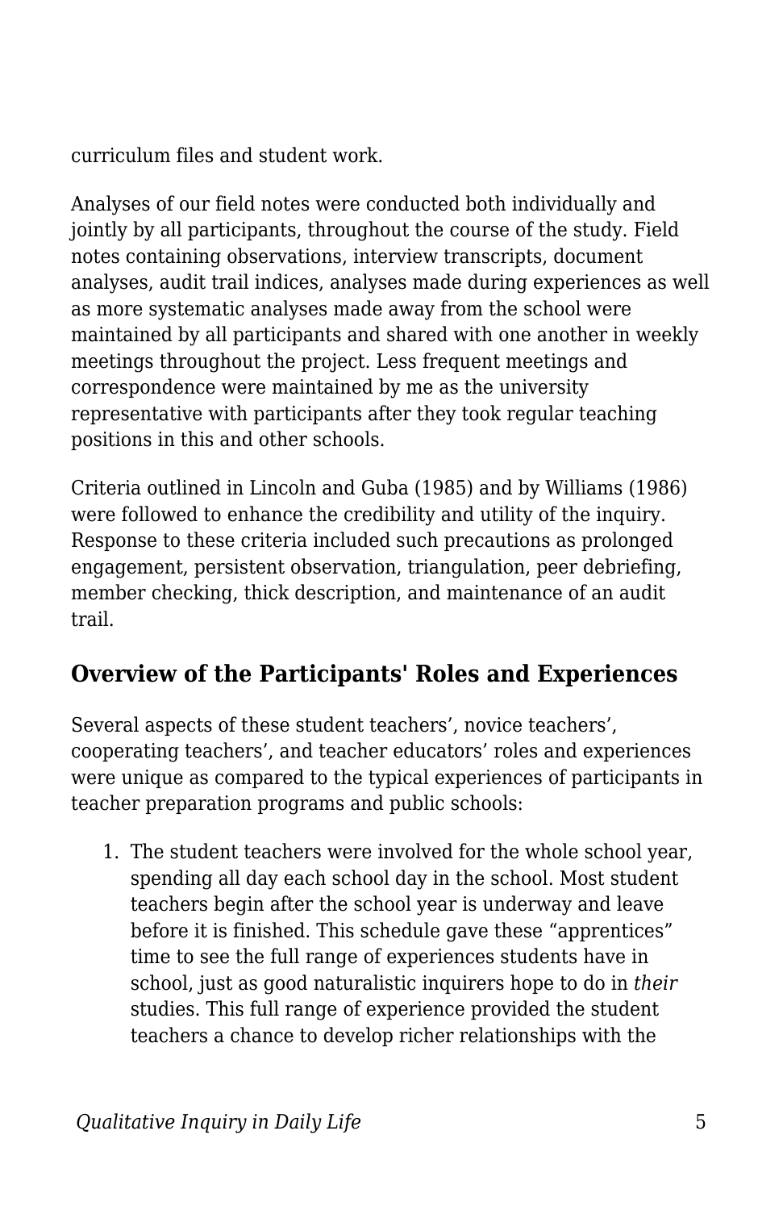curriculum files and student work.

Analyses of our field notes were conducted both individually and jointly by all participants, throughout the course of the study. Field notes containing observations, interview transcripts, document analyses, audit trail indices, analyses made during experiences as well as more systematic analyses made away from the school were maintained by all participants and shared with one another in weekly meetings throughout the project. Less frequent meetings and correspondence were maintained by me as the university representative with participants after they took regular teaching positions in this and other schools.

Criteria outlined in Lincoln and Guba (1985) and by Williams (1986) were followed to enhance the credibility and utility of the inquiry. Response to these criteria included such precautions as prolonged engagement, persistent observation, triangulation, peer debriefing, member checking, thick description, and maintenance of an audit trail.

## Overview of the Participants' Roles and Experiences

Several aspects of these student teachers', novice teachers', cooperating teachers', and teacher educators' roles and experiences were unique as compared to the typical experiences of participants in teacher preparation programs and public schools:

1. The student teachers were involved for the whole school year, spending all day each school day in the school. Most student teachers begin after the school year is underway and leave before it is finished. This schedule gave these "apprentices" time to see the full range of experiences students have in school, just as good naturalistic inquirers hope to do in *their* studies. This full range of experience provided the student teachers a chance to develop richer relationships with the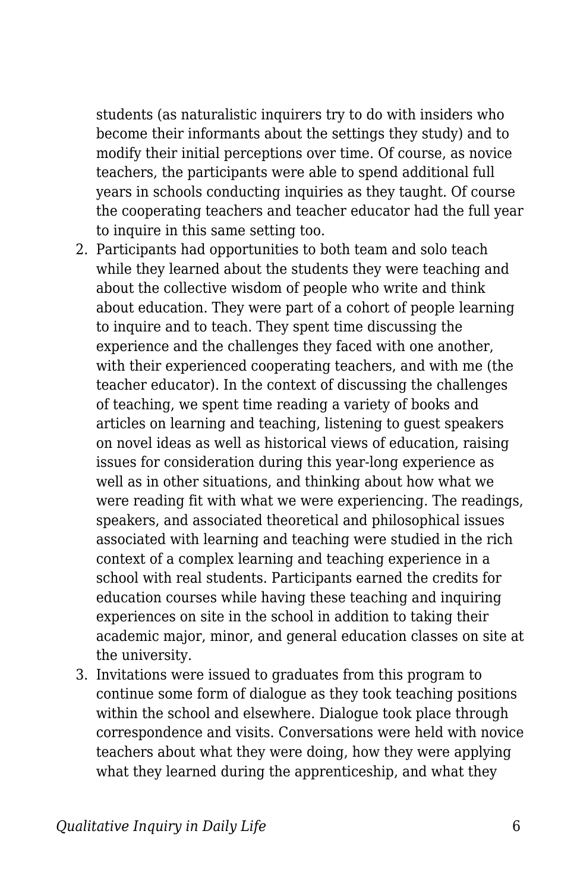students (as naturalistic inquirers try to do with insiders who become their informants about the settings they study) and to modify their initial perceptions over time. Of course, as novice teachers, the participants were able to spend additional full years in schools conducting inquiries as they taught. Of course the cooperating teachers and teacher educator had the full year to inquire in this same setting too.

2. Participants had opportunities to both team and solo teach while they learned about the students they were teaching and about the collective wisdom of people who write and think about education. They were part of a cohort of people learning to inquire and to teach. They spent time discussing the experience and the challenges they faced with one another, with their experienced cooperating teachers, and with me (the teacher educator). In the context of discussing the challenges of teaching, we spent time reading a variety of books and articles on learning and teaching, listening to guest speakers on novel ideas as well as historical views of education, raising issues for consideration during this year-long experience as well as in other situations, and thinking about how what we were reading fit with what we were experiencing. The readings, speakers, and associated theoretical and philosophical issues associated with learning and teaching were studied in the rich context of a complex learning and teaching experience in a school with real students. Participants earned the credits for education courses while having these teaching and inquiring experiences on site in the school in addition to taking their academic major, minor, and general education classes on site at the university.
3. Invitations were issued to graduates from this program to continue some form of dialogue as they took teaching positions within the school and elsewhere. Dialogue took place through correspondence and visits. Conversations were held with novice teachers about what they were doing, how they were applying what they learned during the apprenticeship, and what they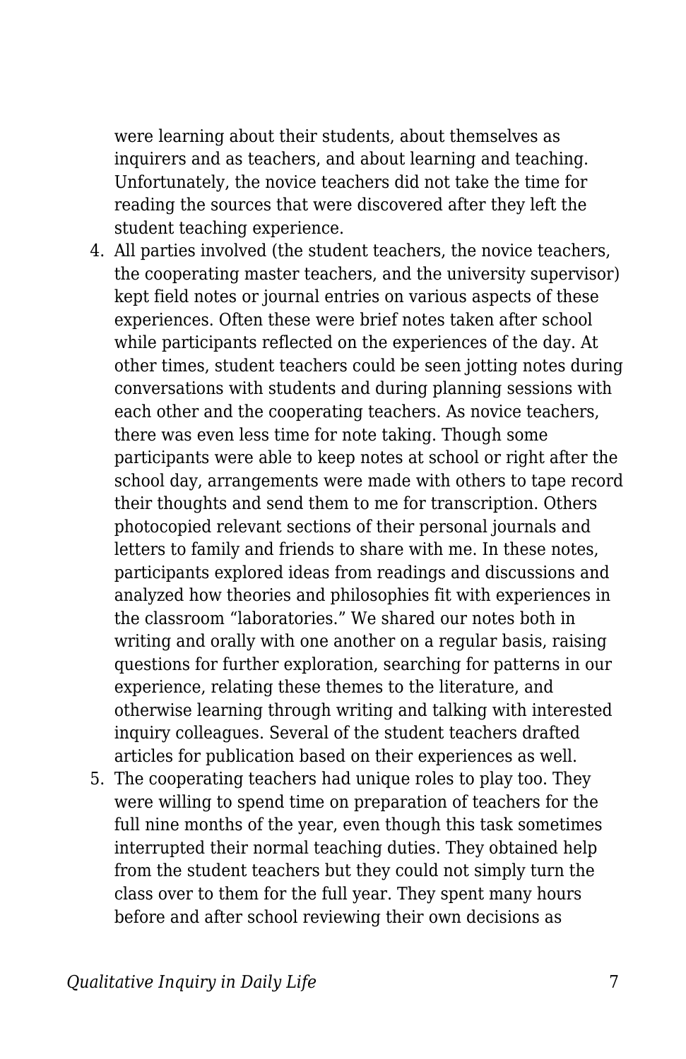were learning about their students, about themselves as inquirers and as teachers, and about learning and teaching. Unfortunately, the novice teachers did not take the time for reading the sources that were discovered after they left the student teaching experience.

4. All parties involved (the student teachers, the novice teachers, the cooperating master teachers, and the university supervisor) kept field notes or journal entries on various aspects of these experiences. Often these were brief notes taken after school while participants reflected on the experiences of the day. At other times, student teachers could be seen jotting notes during conversations with students and during planning sessions with each other and the cooperating teachers. As novice teachers, there was even less time for note taking. Though some participants were able to keep notes at school or right after the school day, arrangements were made with others to tape record their thoughts and send them to me for transcription. Others photocopied relevant sections of their personal journals and letters to family and friends to share with me. In these notes, participants explored ideas from readings and discussions and analyzed how theories and philosophies fit with experiences in the classroom "laboratories." We shared our notes both in writing and orally with one another on a regular basis, raising questions for further exploration, searching for patterns in our experience, relating these themes to the literature, and otherwise learning through writing and talking with interested inquiry colleagues. Several of the student teachers drafted articles for publication based on their experiences as well.
5. The cooperating teachers had unique roles to play too. They were willing to spend time on preparation of teachers for the full nine months of the year, even though this task sometimes interrupted their normal teaching duties. They obtained help from the student teachers but they could not simply turn the class over to them for the full year. They spent many hours before and after school reviewing their own decisions as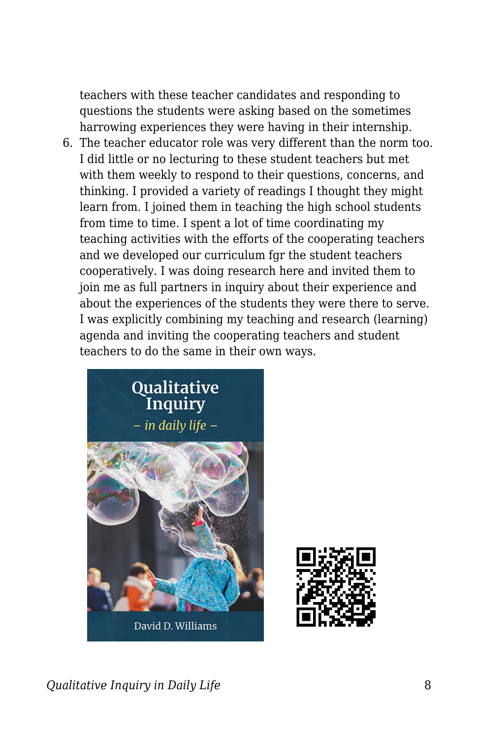teachers with these teacher candidates and responding to questions the students were asking based on the sometimes harrowing experiences they were having in their internship.

6. The teacher educator role was very different than the norm too. I did little or no lecturing to these student teachers but met with them weekly to respond to their questions, concerns, and thinking. I provided a variety of readings I thought they might learn from. I joined them in teaching the high school students from time to time. I spent a lot of time coordinating my teaching activities with the efforts of the cooperating teachers and we developed our curriculum fgr the student teachers cooperatively. I was doing research here and invited them to join me as full partners in inquiry about their experience and about the experiences of the students they were there to serve. I was explicitly combining my teaching and research (learning) agenda and inviting the cooperating teachers and student teachers to do the same in their own ways.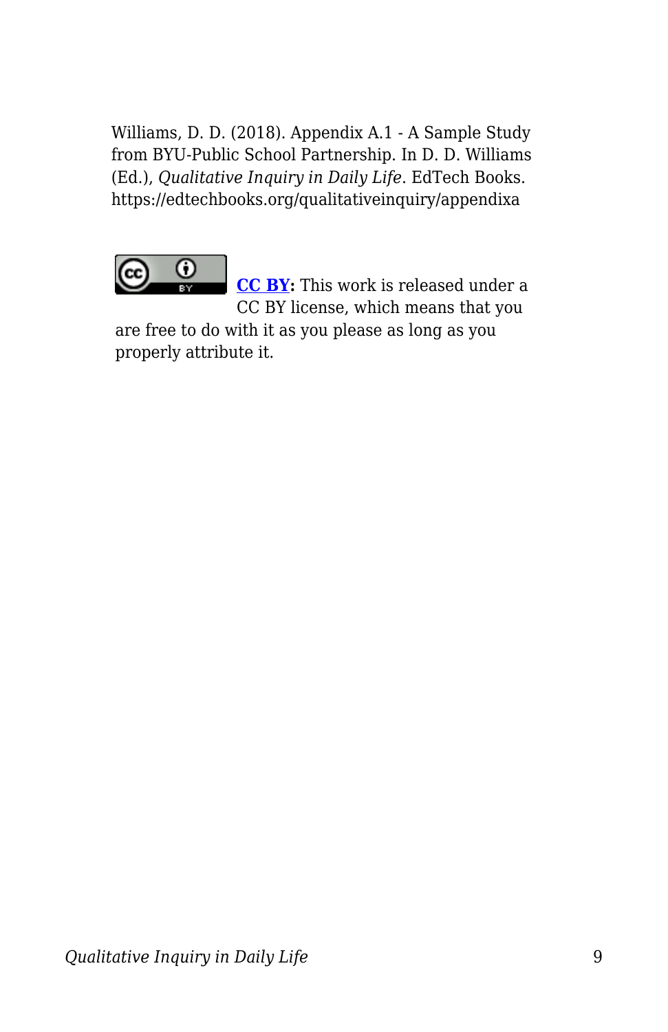Williams, D. D. (2018). Appendix A.1 - A Sample Study from BYU-Public School Partnership. In D. D. Williams (Ed.), *Qualitative Inquiry in Daily Life*. EdTech Books. https://edtechbooks.org/qualitativeinquiry/appendixa

**CC BY:** This work is released under a CC BY license, which means that you are free to do with it as you please as long as you properly attribute it.